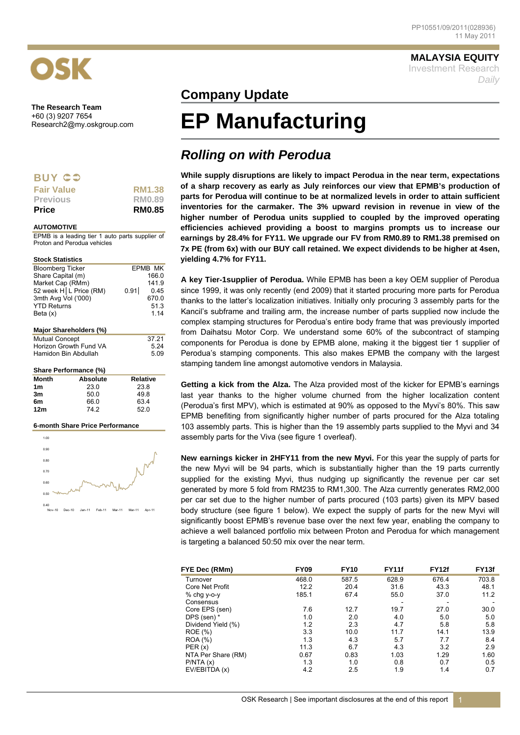PP10551/09/2011(028936)
11 May 2011

**MALAYSIA EQUITY**
Investment Research
*Daily*

OSK

**The Research Team**
+60 (3) 9207 7654
Research2@my.oskgroup.com

## Company Update

# EP Manufacturing

## *Rolling on with Perodua*

**BUY**

| | |
|---|---|
| Fair Value | RM1.38 |
| Previous | RM0.89 |
| **Price** | **RM0.85** |

**AUTOMOTIVE**

EPMB is a leading tier 1 auto parts supplier of Proton and Perodua vehicles

**Stock Statistics**

| | |
|---|---|
| Bloomberg Ticker | EPMB MK |
| Share Capital (m) | 166.0 |
| Market Cap (RMm) | 141.9 |
| 52 week H│L Price (RM) | 0.91│ 0.45 |
| 3mth Avg Vol ('000) | 670.0 |
| YTD Returns | 51.3 |
| Beta (x) | 1.14 |

**Major Shareholders (%)**

| | |
|---|---|
| Mutual Concept | 37.21 |
| Horizon Growth Fund VA | 5.24 |
| Hamidon Bin Abdullah | 5.09 |

**Share Performance (%)**

| Month | Absolute | Relative |
|---|---|---|
| 1m | 23.0 | 23.8 |
| 3m | 50.0 | 49.8 |
| 6m | 66.0 | 63.4 |
| 12m | 74.2 | 52.0 |

**6-month Share Price Performance**

**While supply disruptions are likely to impact Perodua in the near term, expectations of a sharp recovery as early as July reinforces our view that EPMB's production of parts for Perodua will continue to be at normalized levels in order to attain sufficient inventories for the carmaker. The 3% upward revision in revenue in view of the higher number of Perodua units supplied to coupled by the improved operating efficiencies achieved providing a boost to margins prompts us to increase our earnings by 28.4% for FY11. We upgrade our FV from RM0.89 to RM1.38 premised on 7x PE (from 6x) with our BUY call retained. We expect dividends to be higher at 4sen, yielding 4.7% for FY11.**

**A key Tier-1supplier of Perodua.** While EPMB has been a key OEM supplier of Perodua since 1999, it was only recently (end 2009) that it started procuring more parts for Perodua thanks to the latter's localization initiatives. Initially only procuring 3 assembly parts for the Kancil's subframe and trailing arm, the increase number of parts supplied now include the complex stamping structures for Perodua's entire body frame that was previously imported from Daihatsu Motor Corp. We understand some 60% of the subcontract of stamping components for Perodua is done by EPMB alone, making it the biggest tier 1 supplier of Perodua's stamping components. This also makes EPMB the company with the largest stamping tandem line amongst automotive vendors in Malaysia.

**Getting a kick from the Alza.** The Alza provided most of the kicker for EPMB's earnings last year thanks to the higher volume churned from the higher localization content (Perodua's first MPV), which is estimated at 90% as opposed to the Myvi's 80%. This saw EPMB benefiting from significantly higher number of parts procured for the Alza totaling 103 assembly parts. This is higher than the 19 assembly parts supplied to the Myvi and 34 assembly parts for the Viva (see figure 1 overleaf).

**New earnings kicker in 2HFY11 from the new Myvi.** For this year the supply of parts for the new Myvi will be 94 parts, which is substantially higher than the 19 parts currently supplied for the existing Myvi, thus nudging up significantly the revenue per car set generated by more 5 fold from RM235 to RM1,300. The Alza currently generates RM2,000 per car set due to the higher number of parts procured (103 parts) given its MPV based body structure (see figure 1 below). We expect the supply of parts for the new Myvi will significantly boost EPMB's revenue base over the next few year, enabling the company to achieve a well balanced portfolio mix between Proton and Perodua for which management is targeting a balanced 50:50 mix over the near term.

| FYE Dec (RMm) | FY09 | FY10 | FY11f | FY12f | FY13f |
|---|---|---|---|---|---|
| Turnover | 468.0 | 587.5 | 628.9 | 676.4 | 703.8 |
| Core Net Profit | 12.2 | 20.4 | 31.6 | 43.3 | 48.1 |
| % chg y-o-y | 185.1 | 67.4 | 55.0 | 37.0 | 11.2 |
| Consensus | | | - | - | - |
| Core EPS (sen) | 7.6 | 12.7 | 19.7 | 27.0 | 30.0 |
| DPS (sen) * | 1.0 | 2.0 | 4.0 | 5.0 | 5.0 |
| Dividend Yield (%) | 1.2 | 2.3 | 4.7 | 5.8 | 5.8 |
| ROE (%) | 3.3 | 10.0 | 11.7 | 14.1 | 13.9 |
| ROA (%) | 1.3 | 4.3 | 5.7 | 7.7 | 8.4 |
| PER (x) | 11.3 | 6.7 | 4.3 | 3.2 | 2.9 |
| NTA Per Share (RM) | 0.67 | 0.83 | 1.03 | 1.29 | 1.60 |
| P/NTA (x) | 1.3 | 1.0 | 0.8 | 0.7 | 0.5 |
| EV/EBITDA (x) | 4.2 | 2.5 | 1.9 | 1.4 | 0.7 |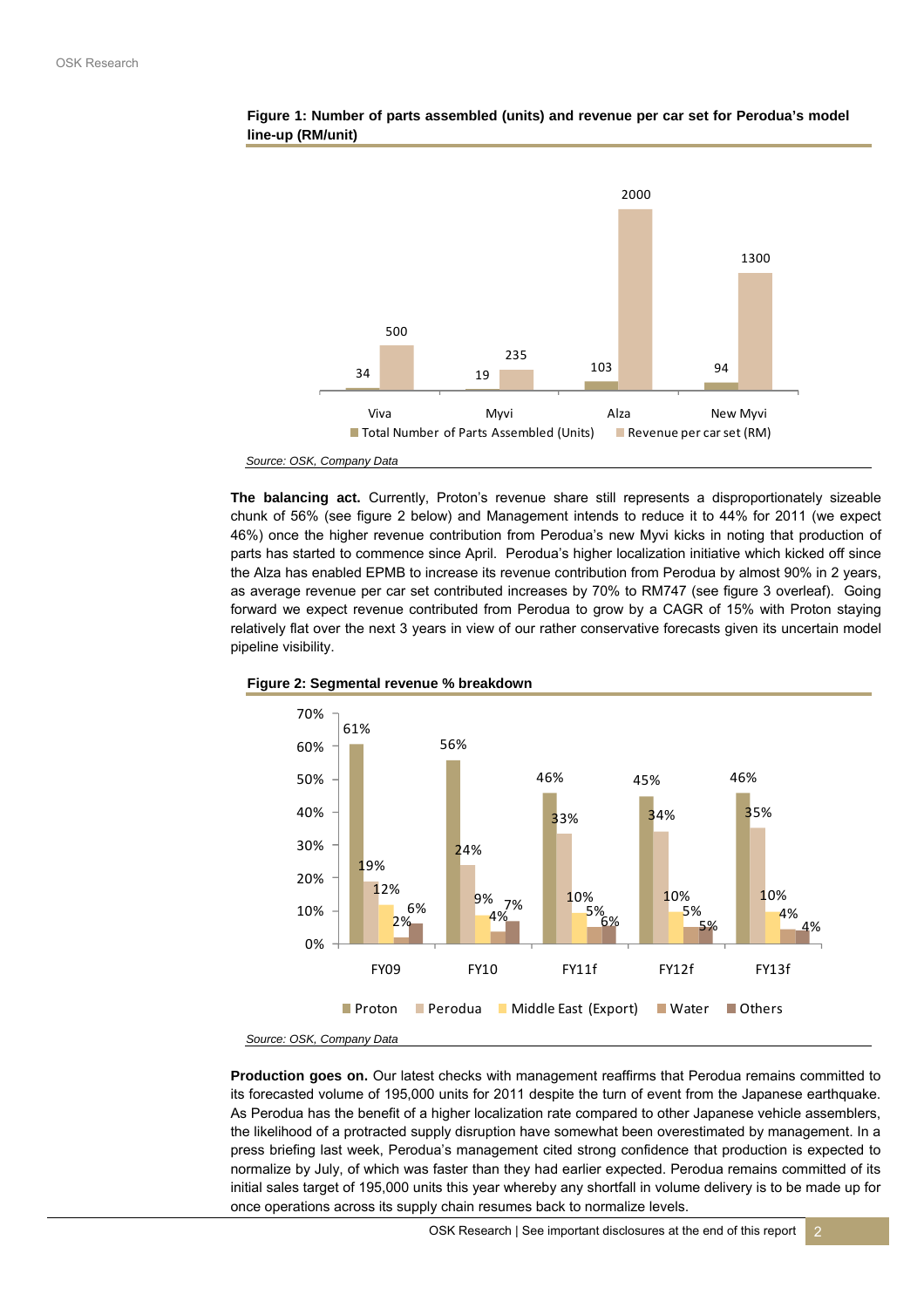**Figure 1: Number of parts assembled (units) and revenue per car set for Perodua's model line-up (RM/unit)**

| | Total Number of Parts Assembled (Units) | Revenue per car set (RM) |
|---|---|---|
| Viva | 34 | 500 |
| Myvi | 19 | 235 |
| Alza | 103 | 2000 |
| New Myvi | 94 | 1300 |

*Source: OSK, Company Data*

**The balancing act.** Currently, Proton's revenue share still represents a disproportionately sizeable chunk of 56% (see figure 2 below) and Management intends to reduce it to 44% for 2011 (we expect 46%) once the higher revenue contribution from Perodua's new Myvi kicks in noting that production of parts has started to commence since April. Perodua's higher localization initiative which kicked off since the Alza has enabled EPMB to increase its revenue contribution from Perodua by almost 90% in 2 years, as average revenue per car set contributed increases by 70% to RM747 (see figure 3 overleaf). Going forward we expect revenue contributed from Perodua to grow by a CAGR of 15% with Proton staying relatively flat over the next 3 years in view of our rather conservative forecasts given its uncertain model pipeline visibility.

**Figure 2: Segmental revenue % breakdown**

| | Proton | Perodua | Middle East (Export) | Water | Others |
|---|---|---|---|---|---|
| FY09 | 61% | 19% | 12% | 2% | 6% |
| FY10 | 56% | 24% | 9% | 4% | 7% |
| FY11f | 46% | 33% | 10% | 5% | 6% |
| FY12f | 45% | 34% | 10% | 5% | 5% |
| FY13f | 46% | 35% | 10% | 4% | 4% |

*Source: OSK, Company Data*

**Production goes on.** Our latest checks with management reaffirms that Perodua remains committed to its forecasted volume of 195,000 units for 2011 despite the turn of event from the Japanese earthquake. As Perodua has the benefit of a higher localization rate compared to other Japanese vehicle assemblers, the likelihood of a protracted supply disruption have somewhat been overestimated by management. In a press briefing last week, Perodua's management cited strong confidence that production is expected to normalize by July, of which was faster than they had earlier expected. Perodua remains committed of its initial sales target of 195,000 units this year whereby any shortfall in volume delivery is to be made up for once operations across its supply chain resumes back to normalize levels.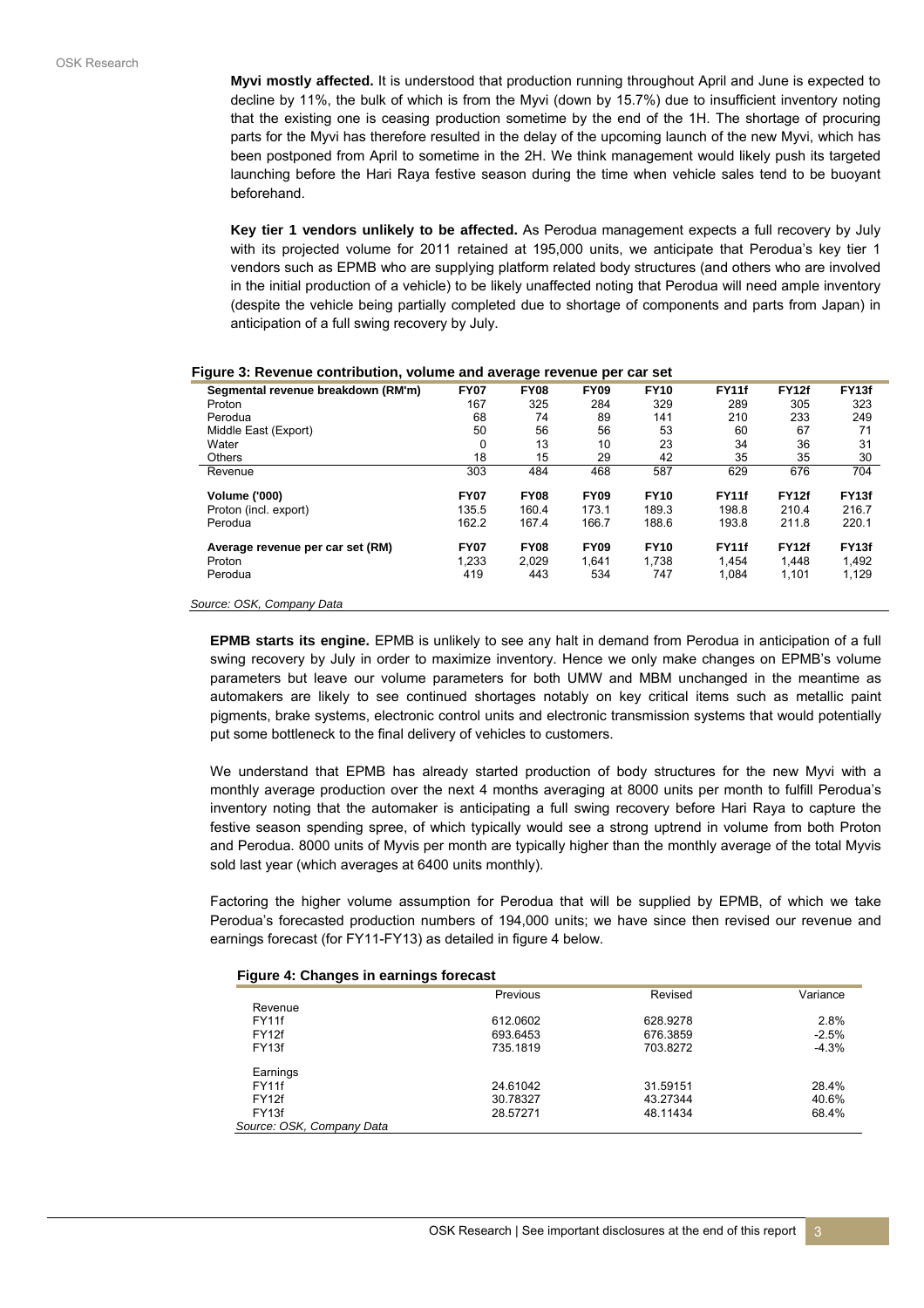**Myvi mostly affected.** It is understood that production running throughout April and June is expected to decline by 11%, the bulk of which is from the Myvi (down by 15.7%) due to insufficient inventory noting that the existing one is ceasing production sometime by the end of the 1H. The shortage of procuring parts for the Myvi has therefore resulted in the delay of the upcoming launch of the new Myvi, which has been postponed from April to sometime in the 2H. We think management would likely push its targeted launching before the Hari Raya festive season during the time when vehicle sales tend to be buoyant beforehand.

**Key tier 1 vendors unlikely to be affected.** As Perodua management expects a full recovery by July with its projected volume for 2011 retained at 195,000 units, we anticipate that Perodua's key tier 1 vendors such as EPMB who are supplying platform related body structures (and others who are involved in the initial production of a vehicle) to be likely unaffected noting that Perodua will need ample inventory (despite the vehicle being partially completed due to shortage of components and parts from Japan) in anticipation of a full swing recovery by July.

**Figure 3: Revenue contribution, volume and average revenue per car set**

| Segmental revenue breakdown (RM'm) | FY07 | FY08 | FY09 | FY10 | FY11f | FY12f | FY13f |
|---|---|---|---|---|---|---|---|
| Proton | 167 | 325 | 284 | 329 | 289 | 305 | 323 |
| Perodua | 68 | 74 | 89 | 141 | 210 | 233 | 249 |
| Middle East (Export) | 50 | 56 | 56 | 53 | 60 | 67 | 71 |
| Water | 0 | 13 | 10 | 23 | 34 | 36 | 31 |
| Others | 18 | 15 | 29 | 42 | 35 | 35 | 30 |
| Revenue | 303 | 484 | 468 | 587 | 629 | 676 | 704 |
| **Volume ('000)** | **FY07** | **FY08** | **FY09** | **FY10** | **FY11f** | **FY12f** | **FY13f** |
| Proton (incl. export) | 135.5 | 160.4 | 173.1 | 189.3 | 198.8 | 210.4 | 216.7 |
| Perodua | 162.2 | 167.4 | 166.7 | 188.6 | 193.8 | 211.8 | 220.1 |
| **Average revenue per car set (RM)** | **FY07** | **FY08** | **FY09** | **FY10** | **FY11f** | **FY12f** | **FY13f** |
| Proton | 1,233 | 2,029 | 1,641 | 1,738 | 1,454 | 1,448 | 1,492 |
| Perodua | 419 | 443 | 534 | 747 | 1,084 | 1,101 | 1,129 |

*Source: OSK, Company Data*

**EPMB starts its engine.** EPMB is unlikely to see any halt in demand from Perodua in anticipation of a full swing recovery by July in order to maximize inventory. Hence we only make changes on EPMB's volume parameters but leave our volume parameters for both UMW and MBM unchanged in the meantime as automakers are likely to see continued shortages notably on key critical items such as metallic paint pigments, brake systems, electronic control units and electronic transmission systems that would potentially put some bottleneck to the final delivery of vehicles to customers.

We understand that EPMB has already started production of body structures for the new Myvi with a monthly average production over the next 4 months averaging at 8000 units per month to fulfill Perodua's inventory noting that the automaker is anticipating a full swing recovery before Hari Raya to capture the festive season spending spree, of which typically would see a strong uptrend in volume from both Proton and Perodua. 8000 units of Myvis per month are typically higher than the monthly average of the total Myvis sold last year (which averages at 6400 units monthly).

Factoring the higher volume assumption for Perodua that will be supplied by EPMB, of which we take Perodua's forecasted production numbers of 194,000 units; we have since then revised our revenue and earnings forecast (for FY11-FY13) as detailed in figure 4 below.

**Figure 4: Changes in earnings forecast**

| | Previous | Revised | Variance |
|---|---|---|---|
| Revenue | | | |
| FY11f | 612.0602 | 628.9278 | 2.8% |
| FY12f | 693.6453 | 676.3859 | -2.5% |
| FY13f | 735.1819 | 703.8272 | -4.3% |
| Earnings | | | |
| FY11f | 24.61042 | 31.59151 | 28.4% |
| FY12f | 30.78327 | 43.27344 | 40.6% |
| FY13f | 28.57271 | 48.11434 | 68.4% |

*Source: OSK, Company Data*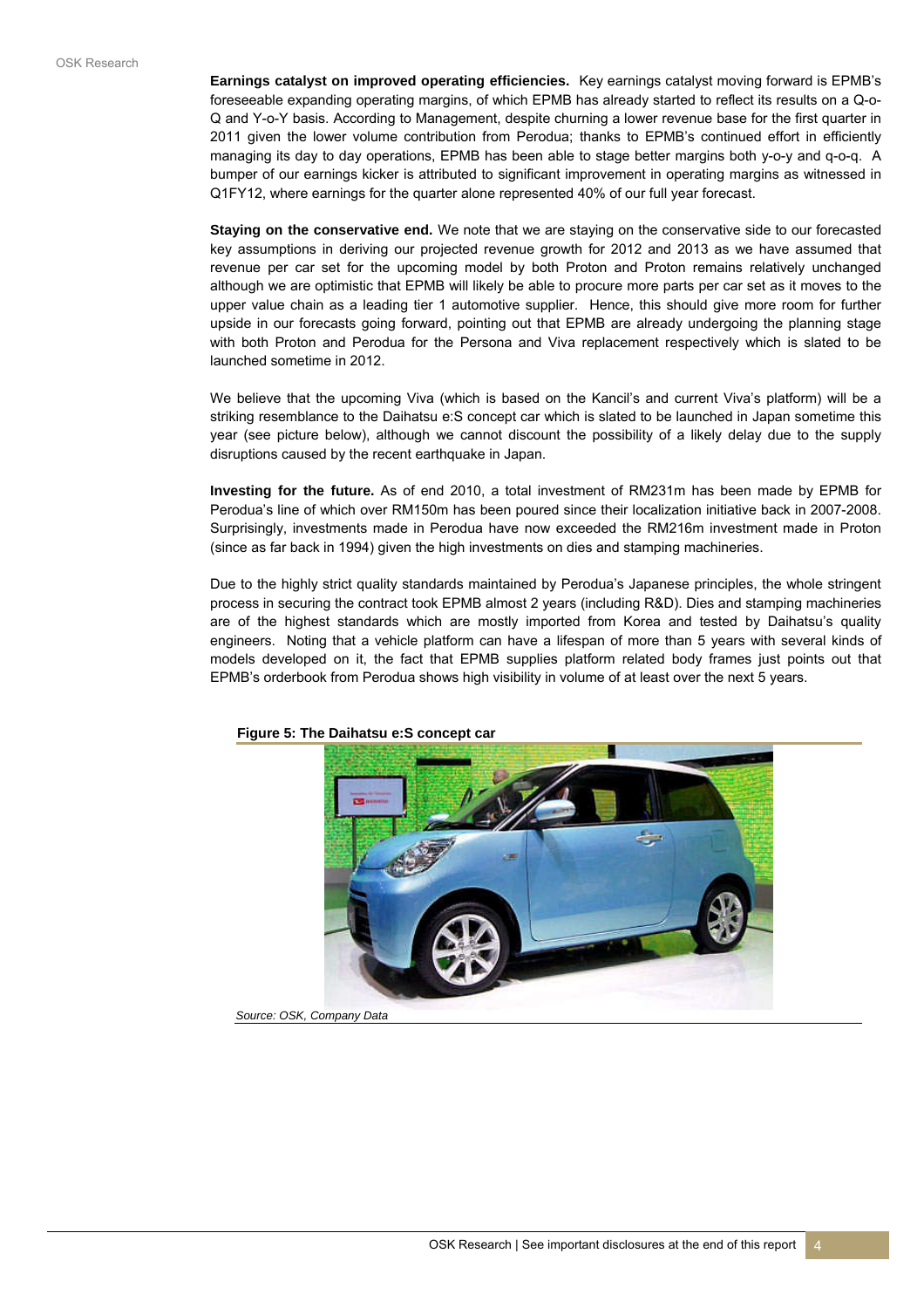**Earnings catalyst on improved operating efficiencies.** Key earnings catalyst moving forward is EPMB's foreseeable expanding operating margins, of which EPMB has already started to reflect its results on a Q-o-Q and Y-o-Y basis. According to Management, despite churning a lower revenue base for the first quarter in 2011 given the lower volume contribution from Perodua; thanks to EPMB's continued effort in efficiently managing its day to day operations, EPMB has been able to stage better margins both y-o-y and q-o-q. A bumper of our earnings kicker is attributed to significant improvement in operating margins as witnessed in Q1FY12, where earnings for the quarter alone represented 40% of our full year forecast.

**Staying on the conservative end.** We note that we are staying on the conservative side to our forecasted key assumptions in deriving our projected revenue growth for 2012 and 2013 as we have assumed that revenue per car set for the upcoming model by both Proton and Proton remains relatively unchanged although we are optimistic that EPMB will likely be able to procure more parts per car set as it moves to the upper value chain as a leading tier 1 automotive supplier. Hence, this should give more room for further upside in our forecasts going forward, pointing out that EPMB are already undergoing the planning stage with both Proton and Perodua for the Persona and Viva replacement respectively which is slated to be launched sometime in 2012.

We believe that the upcoming Viva (which is based on the Kancil's and current Viva's platform) will be a striking resemblance to the Daihatsu e:S concept car which is slated to be launched in Japan sometime this year (see picture below), although we cannot discount the possibility of a likely delay due to the supply disruptions caused by the recent earthquake in Japan.

**Investing for the future.** As of end 2010, a total investment of RM231m has been made by EPMB for Perodua's line of which over RM150m has been poured since their localization initiative back in 2007-2008. Surprisingly, investments made in Perodua have now exceeded the RM216m investment made in Proton (since as far back in 1994) given the high investments on dies and stamping machineries.

Due to the highly strict quality standards maintained by Perodua's Japanese principles, the whole stringent process in securing the contract took EPMB almost 2 years (including R&D). Dies and stamping machineries are of the highest standards which are mostly imported from Korea and tested by Daihatsu's quality engineers. Noting that a vehicle platform can have a lifespan of more than 5 years with several kinds of models developed on it, the fact that EPMB supplies platform related body frames just points out that EPMB's orderbook from Perodua shows high visibility in volume of at least over the next 5 years.

**Figure 5: The Daihatsu e:S concept car**

*Source: OSK, Company Data*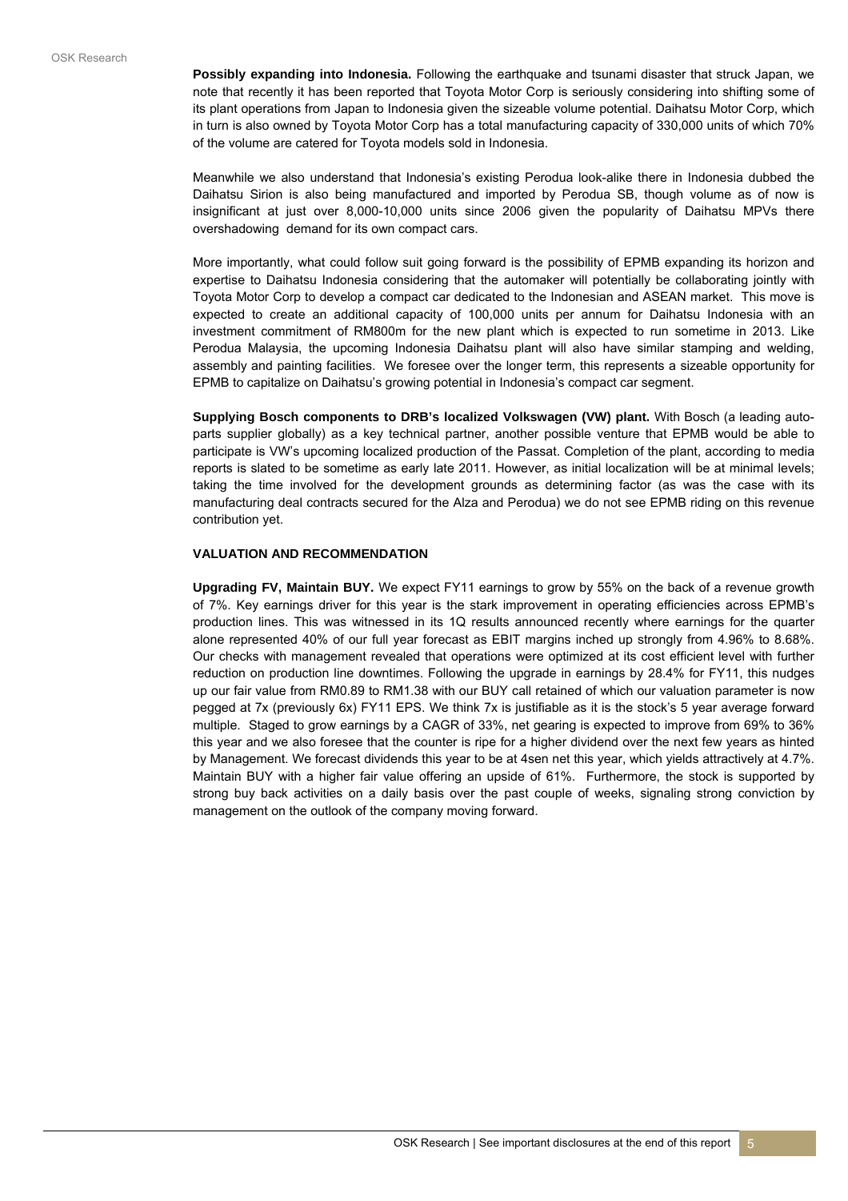**Possibly expanding into Indonesia.** Following the earthquake and tsunami disaster that struck Japan, we note that recently it has been reported that Toyota Motor Corp is seriously considering into shifting some of its plant operations from Japan to Indonesia given the sizeable volume potential. Daihatsu Motor Corp, which in turn is also owned by Toyota Motor Corp has a total manufacturing capacity of 330,000 units of which 70% of the volume are catered for Toyota models sold in Indonesia.

Meanwhile we also understand that Indonesia's existing Perodua look-alike there in Indonesia dubbed the Daihatsu Sirion is also being manufactured and imported by Perodua SB, though volume as of now is insignificant at just over 8,000-10,000 units since 2006 given the popularity of Daihatsu MPVs there overshadowing demand for its own compact cars.

More importantly, what could follow suit going forward is the possibility of EPMB expanding its horizon and expertise to Daihatsu Indonesia considering that the automaker will potentially be collaborating jointly with Toyota Motor Corp to develop a compact car dedicated to the Indonesian and ASEAN market. This move is expected to create an additional capacity of 100,000 units per annum for Daihatsu Indonesia with an investment commitment of RM800m for the new plant which is expected to run sometime in 2013. Like Perodua Malaysia, the upcoming Indonesia Daihatsu plant will also have similar stamping and welding, assembly and painting facilities. We foresee over the longer term, this represents a sizeable opportunity for EPMB to capitalize on Daihatsu's growing potential in Indonesia's compact car segment.

**Supplying Bosch components to DRB's localized Volkswagen (VW) plant.** With Bosch (a leading auto-parts supplier globally) as a key technical partner, another possible venture that EPMB would be able to participate is VW's upcoming localized production of the Passat. Completion of the plant, according to media reports is slated to be sometime as early late 2011. However, as initial localization will be at minimal levels; taking the time involved for the development grounds as determining factor (as was the case with its manufacturing deal contracts secured for the Alza and Perodua) we do not see EPMB riding on this revenue contribution yet.

### VALUATION AND RECOMMENDATION

**Upgrading FV, Maintain BUY.** We expect FY11 earnings to grow by 55% on the back of a revenue growth of 7%. Key earnings driver for this year is the stark improvement in operating efficiencies across EPMB's production lines. This was witnessed in its 1Q results announced recently where earnings for the quarter alone represented 40% of our full year forecast as EBIT margins inched up strongly from 4.96% to 8.68%. Our checks with management revealed that operations were optimized at its cost efficient level with further reduction on production line downtimes. Following the upgrade in earnings by 28.4% for FY11, this nudges up our fair value from RM0.89 to RM1.38 with our BUY call retained of which our valuation parameter is now pegged at 7x (previously 6x) FY11 EPS. We think 7x is justifiable as it is the stock's 5 year average forward multiple. Staged to grow earnings by a CAGR of 33%, net gearing is expected to improve from 69% to 36% this year and we also foresee that the counter is ripe for a higher dividend over the next few years as hinted by Management. We forecast dividends this year to be at 4sen net this year, which yields attractively at 4.7%. Maintain BUY with a higher fair value offering an upside of 61%. Furthermore, the stock is supported by strong buy back activities on a daily basis over the past couple of weeks, signaling strong conviction by management on the outlook of the company moving forward.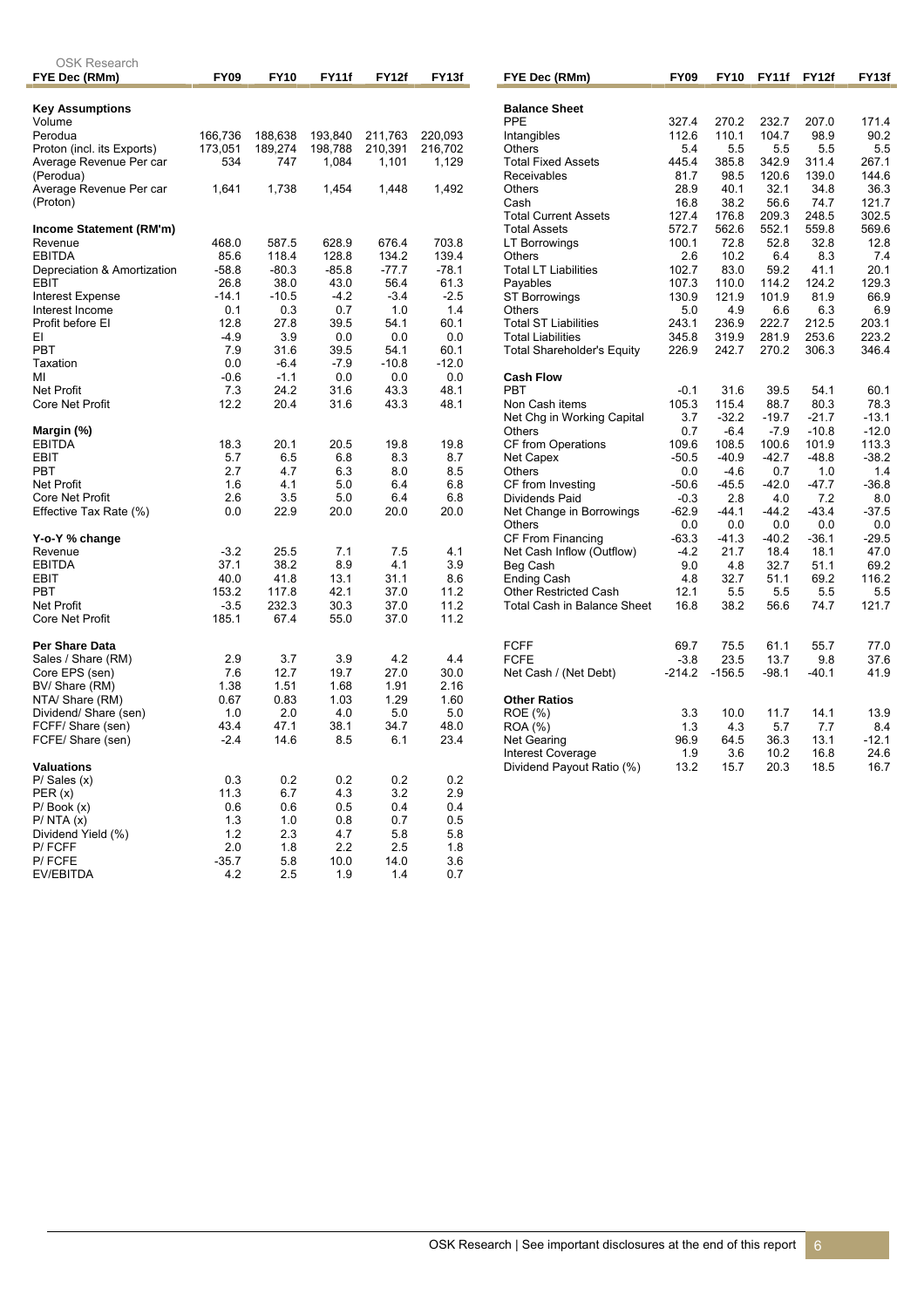OSK Research

| FYE Dec (RMm) | FY09 | FY10 | FY11f | FY12f | FY13f |
|---|---|---|---|---|---|
| **Key Assumptions** | | | | | |
| Volume | | | | | |
| Perodua | 166,736 | 188,638 | 193,840 | 211,763 | 220,093 |
| Proton (incl. its Exports) | 173,051 | 189,274 | 198,788 | 210,391 | 216,702 |
| Average Revenue Per car (Perodua) | 534 | 747 | 1,084 | 1,101 | 1,129 |
| Average Revenue Per car (Proton) | 1,641 | 1,738 | 1,454 | 1,448 | 1,492 |
| **Income Statement (RM'm)** | | | | | |
| Revenue | 468.0 | 587.5 | 628.9 | 676.4 | 703.8 |
| EBITDA | 85.6 | 118.4 | 128.8 | 134.2 | 139.4 |
| Depreciation & Amortization | -58.8 | -80.3 | -85.8 | -77.7 | -78.1 |
| EBIT | 26.8 | 38.0 | 43.0 | 56.4 | 61.3 |
| Interest Expense | -14.1 | -10.5 | -4.2 | -3.4 | -2.5 |
| Interest Income | 0.1 | 0.3 | 0.7 | 1.0 | 1.4 |
| Profit before EI | 12.8 | 27.8 | 39.5 | 54.1 | 60.1 |
| EI | -4.9 | 3.9 | 0.0 | 0.0 | 0.0 |
| PBT | 7.9 | 31.6 | 39.5 | 54.1 | 60.1 |
| Taxation | 0.0 | -6.4 | -7.9 | -10.8 | -12.0 |
| MI | -0.6 | -1.1 | 0.0 | 0.0 | 0.0 |
| Net Profit | 7.3 | 24.2 | 31.6 | 43.3 | 48.1 |
| Core Net Profit | 12.2 | 20.4 | 31.6 | 43.3 | 48.1 |
| **Margin (%)** | | | | | |
| EBITDA | 18.3 | 20.1 | 20.5 | 19.8 | 19.8 |
| EBIT | 5.7 | 6.5 | 6.8 | 8.3 | 8.7 |
| PBT | 2.7 | 4.7 | 6.3 | 8.0 | 8.5 |
| Net Profit | 1.6 | 4.1 | 5.0 | 6.4 | 6.8 |
| Core Net Profit | 2.6 | 3.5 | 5.0 | 6.4 | 6.8 |
| Effective Tax Rate (%) | 0.0 | 22.9 | 20.0 | 20.0 | 20.0 |
| **Y-o-Y % change** | | | | | |
| Revenue | -3.2 | 25.5 | 7.1 | 7.5 | 4.1 |
| EBITDA | 37.1 | 38.2 | 8.9 | 4.1 | 3.9 |
| EBIT | 40.0 | 41.8 | 13.1 | 31.1 | 8.6 |
| PBT | 153.2 | 117.8 | 42.1 | 37.0 | 11.2 |
| Net Profit | -3.5 | 232.3 | 30.3 | 37.0 | 11.2 |
| Core Net Profit | 185.1 | 67.4 | 55.0 | 37.0 | 11.2 |
| **Per Share Data** | | | | | |
| Sales / Share (RM) | 2.9 | 3.7 | 3.9 | 4.2 | 4.4 |
| Core EPS (sen) | 7.6 | 12.7 | 19.7 | 27.0 | 30.0 |
| BV/ Share (RM) | 1.38 | 1.51 | 1.68 | 1.91 | 2.16 |
| NTA/ Share (RM) | 0.67 | 0.83 | 1.03 | 1.29 | 1.60 |
| Dividend/ Share (sen) | 1.0 | 2.0 | 4.0 | 5.0 | 5.0 |
| FCFF/ Share (sen) | 43.4 | 47.1 | 38.1 | 34.7 | 48.0 |
| FCFE/ Share (sen) | -2.4 | 14.6 | 8.5 | 6.1 | 23.4 |
| **Valuations** | | | | | |
| P/ Sales (x) | 0.3 | 0.2 | 0.2 | 0.2 | 0.2 |
| PER (x) | 11.3 | 6.7 | 4.3 | 3.2 | 2.9 |
| P/ Book (x) | 0.6 | 0.6 | 0.5 | 0.4 | 0.4 |
| P/ NTA (x) | 1.3 | 1.0 | 0.8 | 0.7 | 0.5 |
| Dividend Yield (%) | 1.2 | 2.3 | 4.7 | 5.8 | 5.8 |
| P/ FCFF | 2.0 | 1.8 | 2.2 | 2.5 | 1.8 |
| P/ FCFE | -35.7 | 5.8 | 10.0 | 14.0 | 3.6 |
| EV/EBITDA | 4.2 | 2.5 | 1.9 | 1.4 | 0.7 |

| FYE Dec (RMm) | FY09 | FY10 | FY11f | FY12f | FY13f |
|---|---|---|---|---|---|
| **Balance Sheet** | | | | | |
| PPE | 327.4 | 270.2 | 232.7 | 207.0 | 171.4 |
| Intangibles | 112.6 | 110.1 | 104.7 | 98.9 | 90.2 |
| Others | 5.4 | 5.5 | 5.5 | 5.5 | 5.5 |
| Total Fixed Assets | 445.4 | 385.8 | 342.9 | 311.4 | 267.1 |
| Receivables | 81.7 | 98.5 | 120.6 | 139.0 | 144.6 |
| Others | 28.9 | 40.1 | 32.1 | 34.8 | 36.3 |
| Cash | 16.8 | 38.2 | 56.6 | 74.7 | 121.7 |
| Total Current Assets | 127.4 | 176.8 | 209.3 | 248.5 | 302.5 |
| Total Assets | 572.7 | 562.6 | 552.1 | 559.8 | 569.6 |
| LT Borrowings | 100.1 | 72.8 | 52.8 | 32.8 | 12.8 |
| Others | 2.6 | 10.2 | 6.4 | 8.3 | 7.4 |
| Total LT Liabilities | 102.7 | 83.0 | 59.2 | 41.1 | 20.1 |
| Payables | 107.3 | 110.0 | 114.2 | 124.2 | 129.3 |
| ST Borrowings | 130.9 | 121.9 | 101.9 | 81.9 | 66.9 |
| Others | 5.0 | 4.9 | 6.6 | 6.3 | 6.9 |
| Total ST Liabilities | 243.1 | 236.9 | 222.7 | 212.5 | 203.1 |
| Total Liabilities | 345.8 | 319.9 | 281.9 | 253.6 | 223.2 |
| Total Shareholder's Equity | 226.9 | 242.7 | 270.2 | 306.3 | 346.4 |
| **Cash Flow** | | | | | |
| PBT | -0.1 | 31.6 | 39.5 | 54.1 | 60.1 |
| Non Cash items | 105.3 | 115.4 | 88.7 | 80.3 | 78.3 |
| Net Chg in Working Capital | 3.7 | -32.2 | -19.7 | -21.7 | -13.1 |
| Others | 0.7 | -6.4 | -7.9 | -10.8 | -12.0 |
| CF from Operations | 109.6 | 108.5 | 100.6 | 101.9 | 113.3 |
| Net Capex | -50.5 | -40.9 | -42.7 | -48.8 | -38.2 |
| Others | 0.0 | -4.6 | 0.7 | 1.0 | 1.4 |
| CF from Investing | -50.6 | -45.5 | -42.0 | -47.7 | -36.8 |
| Dividends Paid | -0.3 | 2.8 | 4.0 | 7.2 | 8.0 |
| Net Change in Borrowings | -62.9 | -44.1 | -44.2 | -43.4 | -37.5 |
| Others | 0.0 | 0.0 | 0.0 | 0.0 | 0.0 |
| CF From Financing | -63.3 | -41.3 | -40.2 | -36.1 | -29.5 |
| Net Cash Inflow (Outflow) | -4.2 | 21.7 | 18.4 | 18.1 | 47.0 |
| Beg Cash | 9.0 | 4.8 | 32.7 | 51.1 | 69.2 |
| Ending Cash | 4.8 | 32.7 | 51.1 | 69.2 | 116.2 |
| Other Restricted Cash | 12.1 | 5.5 | 5.5 | 5.5 | 5.5 |
| Total Cash in Balance Sheet | 16.8 | 38.2 | 56.6 | 74.7 | 121.7 |
| FCFF | 69.7 | 75.5 | 61.1 | 55.7 | 77.0 |
| FCFE | -3.8 | 23.5 | 13.7 | 9.8 | 37.6 |
| Net Cash / (Net Debt) | -214.2 | -156.5 | -98.1 | -40.1 | 41.9 |
| **Other Ratios** | | | | | |
| ROE (%) | 3.3 | 10.0 | 11.7 | 14.1 | 13.9 |
| ROA (%) | 1.3 | 4.3 | 5.7 | 7.7 | 8.4 |
| Net Gearing | 96.9 | 64.5 | 36.3 | 13.1 | -12.1 |
| Interest Coverage | 1.9 | 3.6 | 10.2 | 16.8 | 24.6 |
| Dividend Payout Ratio (%) | 13.2 | 15.7 | 20.3 | 18.5 | 16.7 |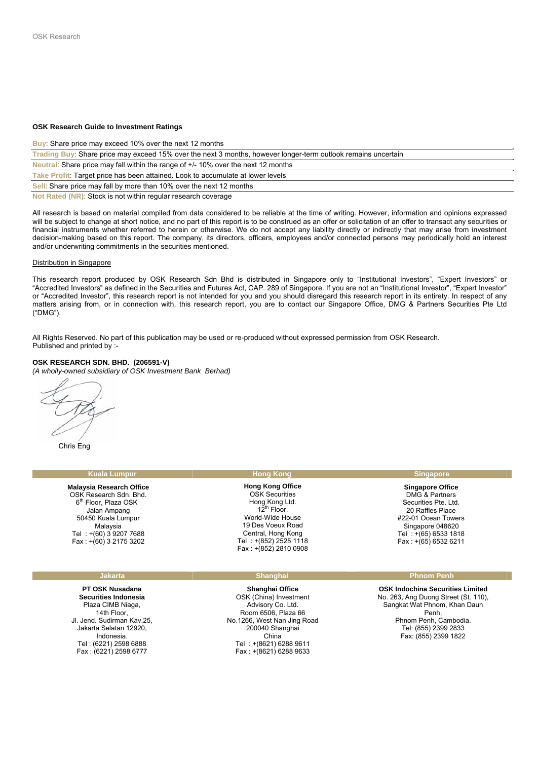### OSK Research Guide to Investment Ratings

**Buy**: Share price may exceed 10% over the next 12 months

**Trading Buy**: Share price may exceed 15% over the next 3 months, however longer-term outlook remains uncertain

**Neutral**: Share price may fall within the range of +/- 10% over the next 12 months

**Take Profit**: Target price has been attained. Look to accumulate at lower levels

**Sell**: Share price may fall by more than 10% over the next 12 months

**Not Rated (NR)**: Stock is not within regular research coverage

All research is based on material compiled from data considered to be reliable at the time of writing. However, information and opinions expressed will be subject to change at short notice, and no part of this report is to be construed as an offer or solicitation of an offer to transact any securities or financial instruments whether referred to herein or otherwise. We do not accept any liability directly or indirectly that may arise from investment decision-making based on this report. The company, its directors, officers, employees and/or connected persons may periodically hold an interest and/or underwriting commitments in the securities mentioned.

Distribution in Singapore

This research report produced by OSK Research Sdn Bhd is distributed in Singapore only to "Institutional Investors", "Expert Investors" or "Accredited Investors" as defined in the Securities and Futures Act, CAP. 289 of Singapore. If you are not an "Institutional Investor", "Expert Investor" or "Accredited Investor", this research report is not intended for you and you should disregard this research report in its entirety. In respect of any matters arising from, or in connection with, this research report, you are to contact our Singapore Office, DMG & Partners Securities Pte Ltd ("DMG").

All Rights Reserved. No part of this publication may be used or re-produced without expressed permission from OSK Research.
Published and printed by :-

**OSK RESEARCH SDN. BHD. (206591-V)**
*(A wholly-owned subsidiary of OSK Investment Bank Berhad)*

Chris Eng

| Kuala Lumpur | Hong Kong | Singapore |
| --- | --- | --- |
| **Malaysia Research Office**<br>OSK Research Sdn. Bhd.<br>6th Floor, Plaza OSK<br>Jalan Ampang<br>50450 Kuala Lumpur<br>Malaysia<br>Tel : +(60) 3 9207 7688<br>Fax : +(60) 3 2175 3202 | **Hong Kong Office**<br>OSK Securities<br>Hong Kong Ltd.<br>12th Floor,<br>World-Wide House<br>19 Des Voeux Road<br>Central, Hong Kong<br>Tel : +(852) 2525 1118<br>Fax : +(852) 2810 0908 | **Singapore Office**<br>DMG & Partners<br>Securities Pte. Ltd.<br>20 Raffles Place<br>#22-01 Ocean Towers<br>Singapore 048620<br>Tel : +(65) 6533 1818<br>Fax : +(65) 6532 6211 |

| Jakarta | Shanghai | Phnom Penh |
| --- | --- | --- |
| **PT OSK Nusadana Securities Indonesia**<br>Plaza CIMB Niaga,<br>14th Floor,<br>Jl. Jend. Sudirman Kav.25,<br>Jakarta Selatan 12920,<br>Indonesia.<br>Tel : (6221) 2598 6888<br>Fax : (6221) 2598 6777 | **Shanghai Office**<br>OSK (China) Investment<br>Advisory Co. Ltd.<br>Room 6506, Plaza 66<br>No.1266, West Nan Jing Road<br>200040 Shanghai<br>China<br>Tel : +(8621) 6288 9611<br>Fax : +(8621) 6288 9633 | **OSK Indochina Securities Limited**<br>No. 263, Ang Duong Street (St. 110),<br>Sangkat Wat Phnom, Khan Daun<br>Penh,<br>Phnom Penh, Cambodia.<br>Tel: (855) 2399 2833<br>Fax: (855) 2399 1822 |